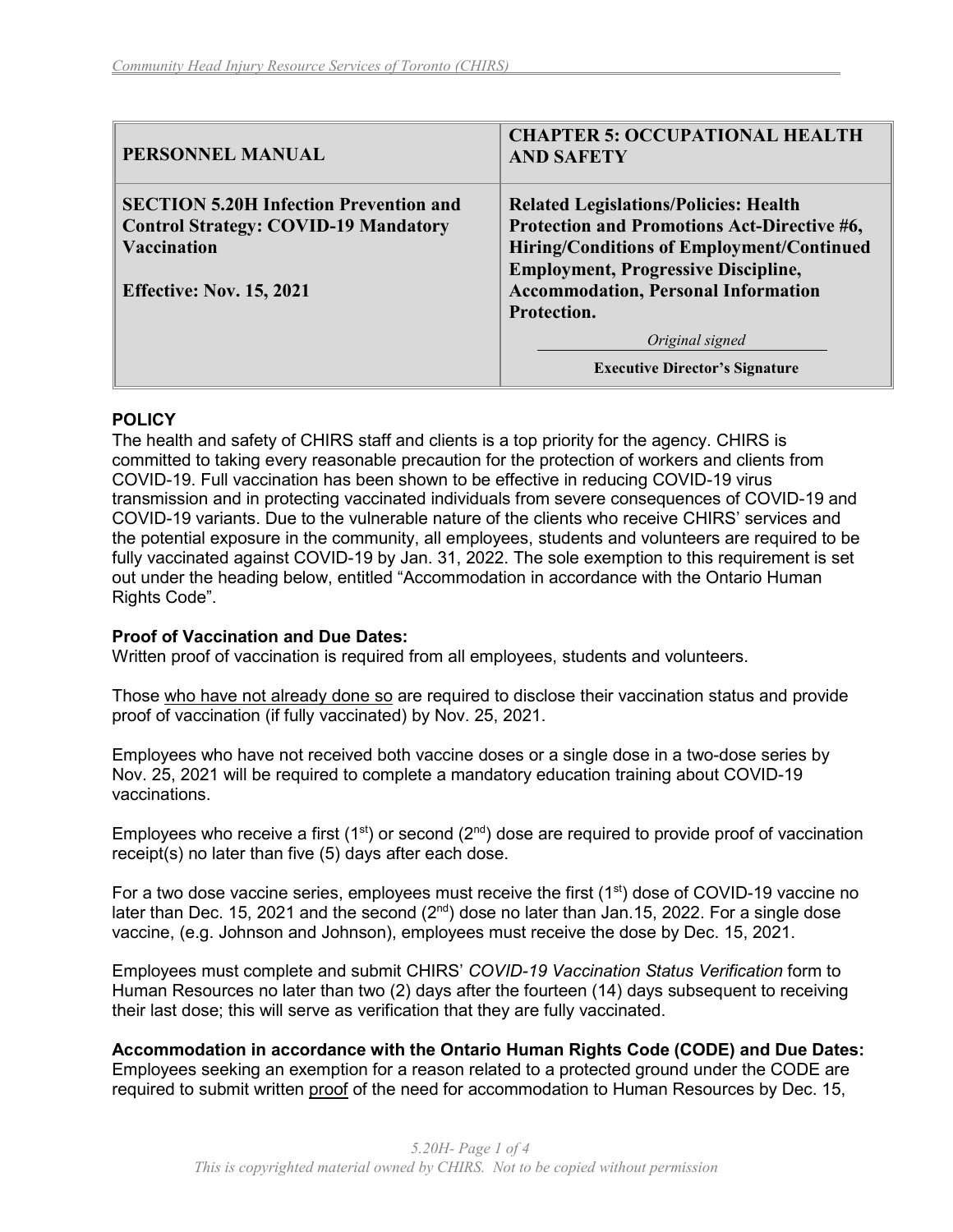| PERSONNEL MANUAL | CHAPTER 5: OCCUPATIONAL HEALTH AND SAFETY |
|---|---|
| **SECTION 5.20H Infection Prevention and Control Strategy: COVID-19 Mandatory Vaccination**<br><br>**Effective: Nov. 15, 2021** | **Related Legislations/Policies: Health Protection and Promotions Act-Directive #6, Hiring/Conditions of Employment/Continued Employment, Progressive Discipline, Accommodation, Personal Information Protection.**<br><br>*Original signed*<br>**Executive Director's Signature** |

**POLICY**

The health and safety of CHIRS staff and clients is a top priority for the agency. CHIRS is committed to taking every reasonable precaution for the protection of workers and clients from COVID-19. Full vaccination has been shown to be effective in reducing COVID-19 virus transmission and in protecting vaccinated individuals from severe consequences of COVID-19 and COVID-19 variants. Due to the vulnerable nature of the clients who receive CHIRS' services and the potential exposure in the community, all employees, students and volunteers are required to be fully vaccinated against COVID-19 by Jan. 31, 2022. The sole exemption to this requirement is set out under the heading below, entitled "Accommodation in accordance with the Ontario Human Rights Code".

**Proof of Vaccination and Due Dates:**

Written proof of vaccination is required from all employees, students and volunteers.

Those who have not already done so are required to disclose their vaccination status and provide proof of vaccination (if fully vaccinated) by Nov. 25, 2021.

Employees who have not received both vaccine doses or a single dose in a two-dose series by Nov. 25, 2021 will be required to complete a mandatory education training about COVID-19 vaccinations.

Employees who receive a first (1st) or second (2nd) dose are required to provide proof of vaccination receipt(s) no later than five (5) days after each dose.

For a two dose vaccine series, employees must receive the first (1st) dose of COVID-19 vaccine no later than Dec. 15, 2021 and the second (2nd) dose no later than Jan.15, 2022. For a single dose vaccine, (e.g. Johnson and Johnson), employees must receive the dose by Dec. 15, 2021.

Employees must complete and submit CHIRS' *COVID-19 Vaccination Status Verification* form to Human Resources no later than two (2) days after the fourteen (14) days subsequent to receiving their last dose; this will serve as verification that they are fully vaccinated.

**Accommodation in accordance with the Ontario Human Rights Code (CODE) and Due Dates:**

Employees seeking an exemption for a reason related to a protected ground under the CODE are required to submit written proof of the need for accommodation to Human Resources by Dec. 15,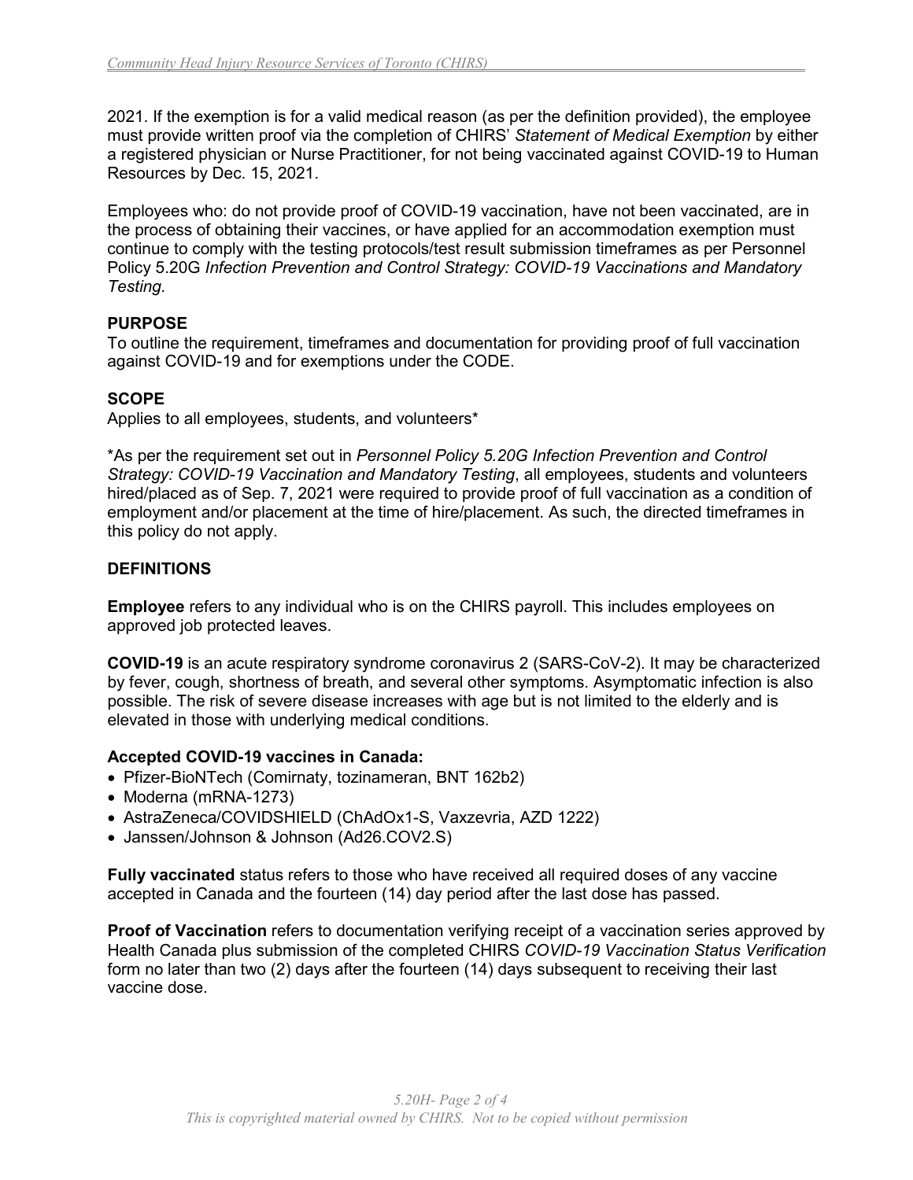2021. If the exemption is for a valid medical reason (as per the definition provided), the employee must provide written proof via the completion of CHIRS' *Statement of Medical Exemption* by either a registered physician or Nurse Practitioner, for not being vaccinated against COVID-19 to Human Resources by Dec. 15, 2021.

Employees who: do not provide proof of COVID-19 vaccination, have not been vaccinated, are in the process of obtaining their vaccines, or have applied for an accommodation exemption must continue to comply with the testing protocols/test result submission timeframes as per Personnel Policy 5.20G *Infection Prevention and Control Strategy: COVID-19 Vaccinations and Mandatory Testing.*

## PURPOSE

To outline the requirement, timeframes and documentation for providing proof of full vaccination against COVID-19 and for exemptions under the CODE.

## SCOPE

Applies to all employees, students, and volunteers*

*As per the requirement set out in *Personnel Policy 5.20G Infection Prevention and Control Strategy: COVID-19 Vaccination and Mandatory Testing*, all employees, students and volunteers hired/placed as of Sep. 7, 2021 were required to provide proof of full vaccination as a condition of employment and/or placement at the time of hire/placement. As such, the directed timeframes in this policy do not apply.

## DEFINITIONS

**Employee** refers to any individual who is on the CHIRS payroll. This includes employees on approved job protected leaves.

**COVID-19** is an acute respiratory syndrome coronavirus 2 (SARS-CoV-2). It may be characterized by fever, cough, shortness of breath, and several other symptoms. Asymptomatic infection is also possible. The risk of severe disease increases with age but is not limited to the elderly and is elevated in those with underlying medical conditions.

**Accepted COVID-19 vaccines in Canada:**

- Pfizer-BioNTech (Comirnaty, tozinameran, BNT 162b2)
- Moderna (mRNA-1273)
- AstraZeneca/COVIDSHIELD (ChAdOx1-S, Vaxzevria, AZD 1222)
- Janssen/Johnson & Johnson (Ad26.COV2.S)

**Fully vaccinated** status refers to those who have received all required doses of any vaccine accepted in Canada and the fourteen (14) day period after the last dose has passed.

**Proof of Vaccination** refers to documentation verifying receipt of a vaccination series approved by Health Canada plus submission of the completed CHIRS *COVID-19 Vaccination Status Verification* form no later than two (2) days after the fourteen (14) days subsequent to receiving their last vaccine dose.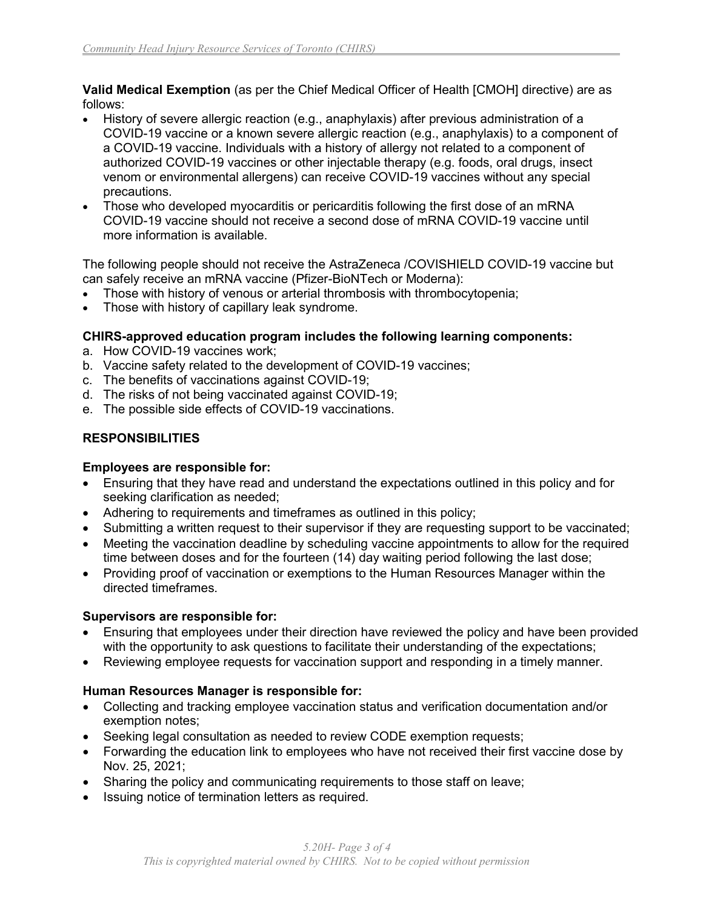**Valid Medical Exemption** (as per the Chief Medical Officer of Health [CMOH] directive) are as follows:

- History of severe allergic reaction (e.g., anaphylaxis) after previous administration of a COVID-19 vaccine or a known severe allergic reaction (e.g., anaphylaxis) to a component of a COVID-19 vaccine. Individuals with a history of allergy not related to a component of authorized COVID-19 vaccines or other injectable therapy (e.g. foods, oral drugs, insect venom or environmental allergens) can receive COVID-19 vaccines without any special precautions.
- Those who developed myocarditis or pericarditis following the first dose of an mRNA COVID-19 vaccine should not receive a second dose of mRNA COVID-19 vaccine until more information is available.

The following people should not receive the AstraZeneca /COVISHIELD COVID-19 vaccine but can safely receive an mRNA vaccine (Pfizer-BioNTech or Moderna):

- Those with history of venous or arterial thrombosis with thrombocytopenia;
- Those with history of capillary leak syndrome.

**CHIRS-approved education program includes the following learning components:**

a. How COVID-19 vaccines work;
b. Vaccine safety related to the development of COVID-19 vaccines;
c. The benefits of vaccinations against COVID-19;
d. The risks of not being vaccinated against COVID-19;
e. The possible side effects of COVID-19 vaccinations.

## RESPONSIBILITIES

**Employees are responsible for:**

- Ensuring that they have read and understand the expectations outlined in this policy and for seeking clarification as needed;
- Adhering to requirements and timeframes as outlined in this policy;
- Submitting a written request to their supervisor if they are requesting support to be vaccinated;
- Meeting the vaccination deadline by scheduling vaccine appointments to allow for the required time between doses and for the fourteen (14) day waiting period following the last dose;
- Providing proof of vaccination or exemptions to the Human Resources Manager within the directed timeframes.

**Supervisors are responsible for:**

- Ensuring that employees under their direction have reviewed the policy and have been provided with the opportunity to ask questions to facilitate their understanding of the expectations;
- Reviewing employee requests for vaccination support and responding in a timely manner.

**Human Resources Manager is responsible for:**

- Collecting and tracking employee vaccination status and verification documentation and/or exemption notes;
- Seeking legal consultation as needed to review CODE exemption requests;
- Forwarding the education link to employees who have not received their first vaccine dose by Nov. 25, 2021;
- Sharing the policy and communicating requirements to those staff on leave;
- Issuing notice of termination letters as required.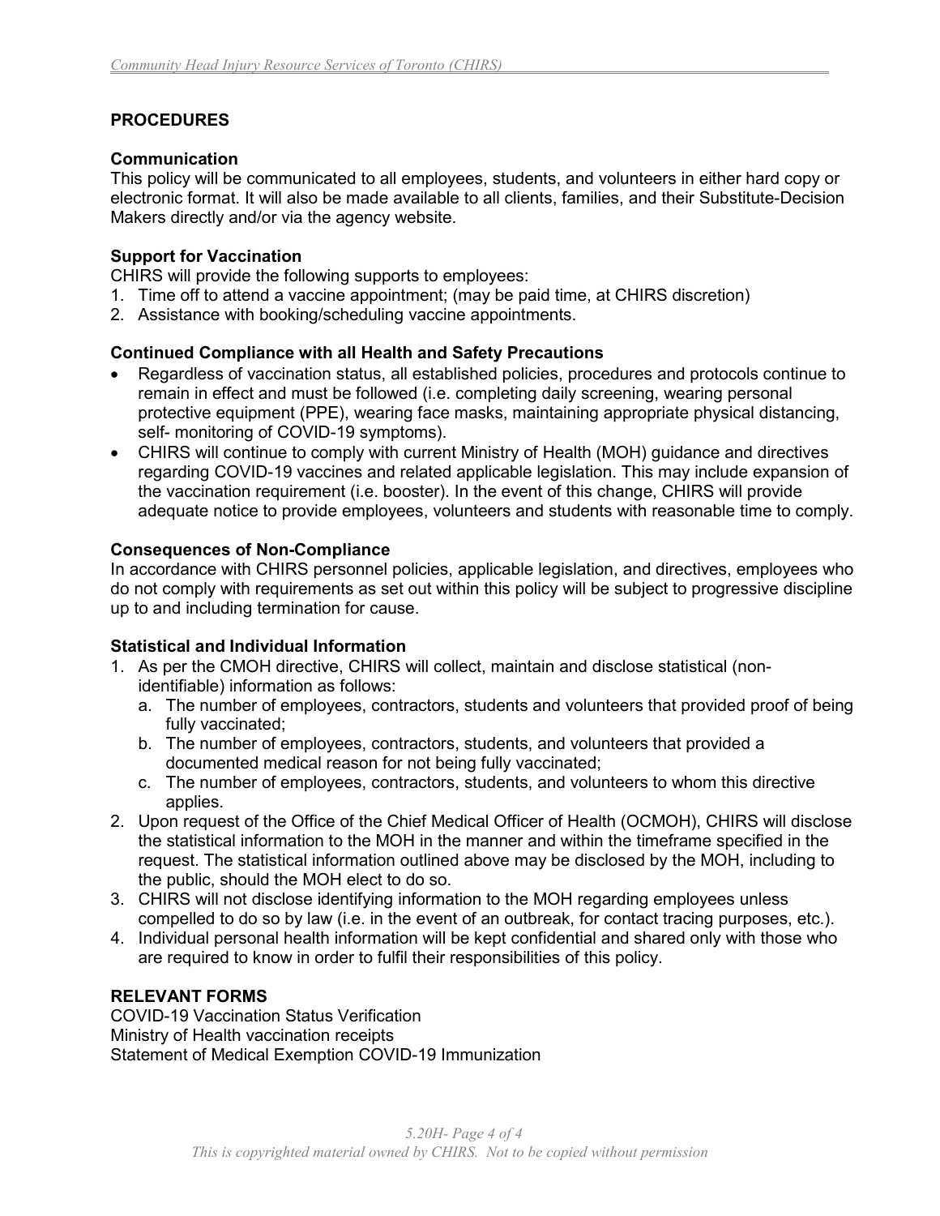## PROCEDURES

### Communication

This policy will be communicated to all employees, students, and volunteers in either hard copy or electronic format. It will also be made available to all clients, families, and their Substitute-Decision Makers directly and/or via the agency website.

### Support for Vaccination

CHIRS will provide the following supports to employees:

1. Time off to attend a vaccine appointment; (may be paid time, at CHIRS discretion)
2. Assistance with booking/scheduling vaccine appointments.

### Continued Compliance with all Health and Safety Precautions

- Regardless of vaccination status, all established policies, procedures and protocols continue to remain in effect and must be followed (i.e. completing daily screening, wearing personal protective equipment (PPE), wearing face masks, maintaining appropriate physical distancing, self- monitoring of COVID-19 symptoms).
- CHIRS will continue to comply with current Ministry of Health (MOH) guidance and directives regarding COVID-19 vaccines and related applicable legislation. This may include expansion of the vaccination requirement (i.e. booster). In the event of this change, CHIRS will provide adequate notice to provide employees, volunteers and students with reasonable time to comply.

### Consequences of Non-Compliance

In accordance with CHIRS personnel policies, applicable legislation, and directives, employees who do not comply with requirements as set out within this policy will be subject to progressive discipline up to and including termination for cause.

### Statistical and Individual Information

1. As per the CMOH directive, CHIRS will collect, maintain and disclose statistical (non-identifiable) information as follows:
   a. The number of employees, contractors, students and volunteers that provided proof of being fully vaccinated;
   b. The number of employees, contractors, students, and volunteers that provided a documented medical reason for not being fully vaccinated;
   c. The number of employees, contractors, students, and volunteers to whom this directive applies.
2. Upon request of the Office of the Chief Medical Officer of Health (OCMOH), CHIRS will disclose the statistical information to the MOH in the manner and within the timeframe specified in the request. The statistical information outlined above may be disclosed by the MOH, including to the public, should the MOH elect to do so.
3. CHIRS will not disclose identifying information to the MOH regarding employees unless compelled to do so by law (i.e. in the event of an outbreak, for contact tracing purposes, etc.).
4. Individual personal health information will be kept confidential and shared only with those who are required to know in order to fulfil their responsibilities of this policy.

## RELEVANT FORMS

COVID-19 Vaccination Status Verification
Ministry of Health vaccination receipts
Statement of Medical Exemption COVID-19 Immunization